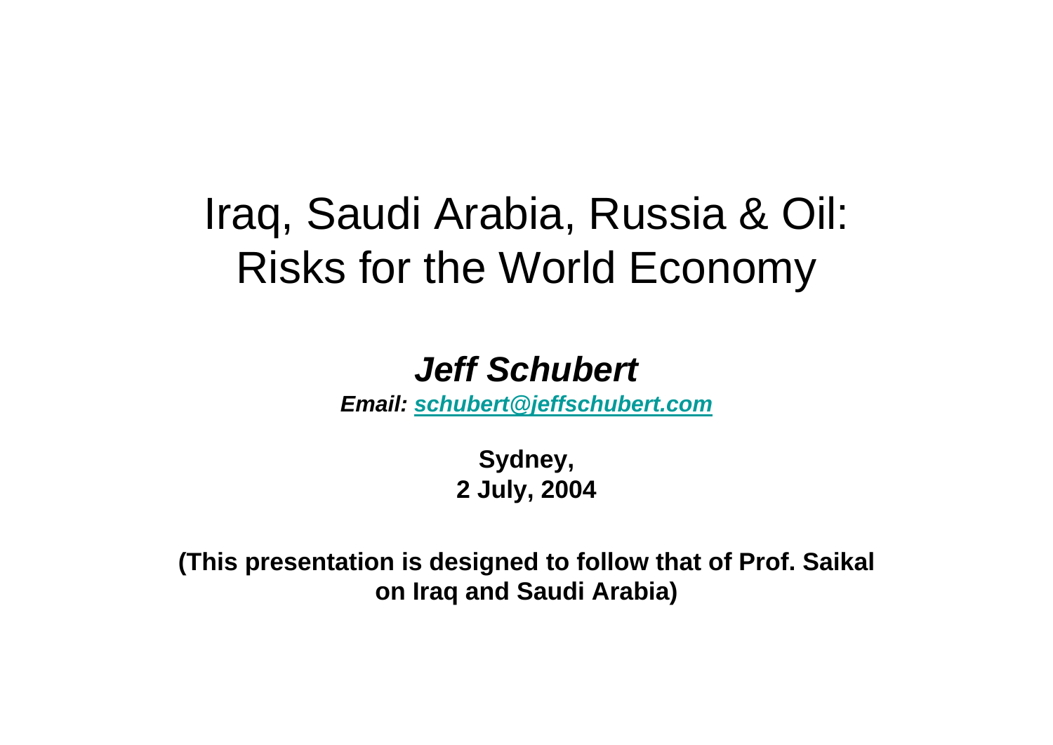# Iraq, Saudi Arabia, Russia & Oil: Risks for the World Economy

***Jeff Schubert***

***Email: schubert@jeffschubert.com***

**Sydney,**
**2 July, 2004**

**(This presentation is designed to follow that of Prof. Saikal on Iraq and Saudi Arabia)**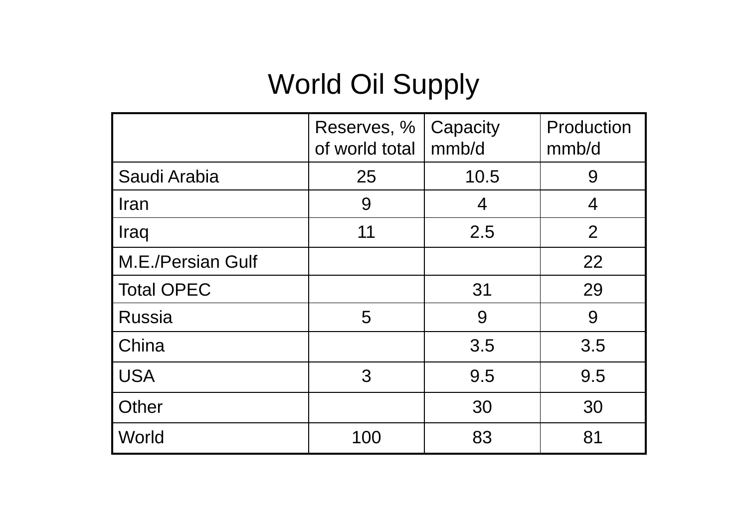# World Oil Supply

| | Reserves, % of world total | Capacity mmb/d | Production mmb/d |
|---|---|---|---|
| Saudi Arabia | 25 | 10.5 | 9 |
| Iran | 9 | 4 | 4 |
| Iraq | 11 | 2.5 | 2 |
| M.E./Persian Gulf | | | 22 |
| Total OPEC | | 31 | 29 |
| Russia | 5 | 9 | 9 |
| China | | 3.5 | 3.5 |
| USA | 3 | 9.5 | 9.5 |
| Other | | 30 | 30 |
| World | 100 | 83 | 81 |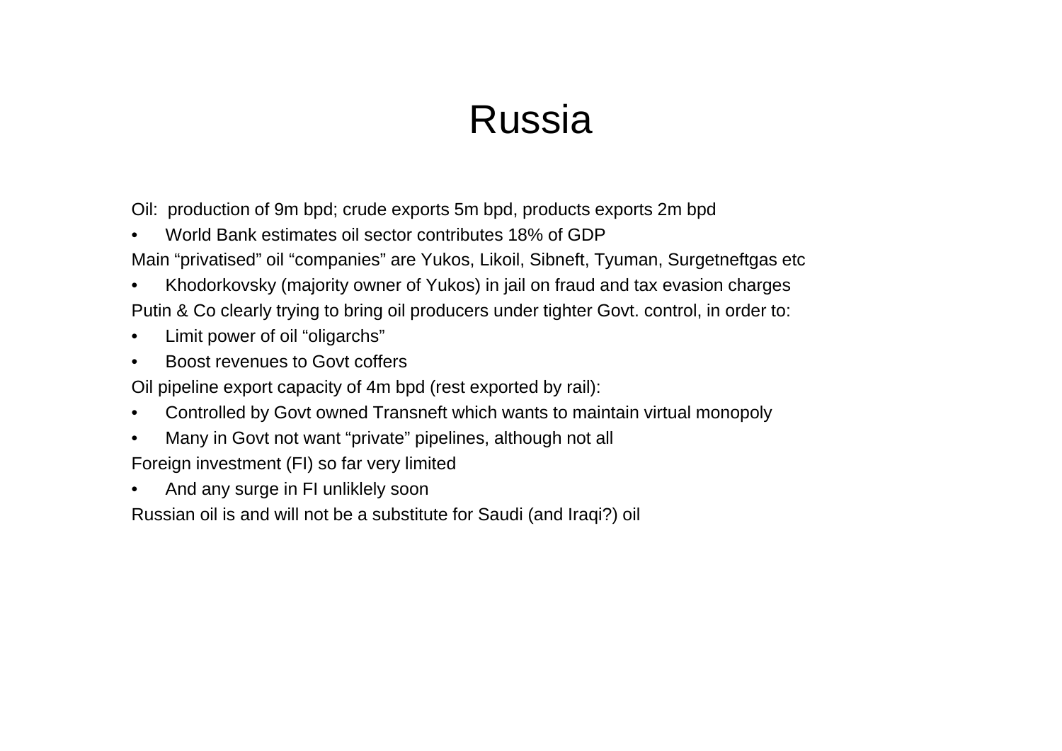# Russia

Oil: production of 9m bpd; crude exports 5m bpd, products exports 2m bpd

- World Bank estimates oil sector contributes 18% of GDP

Main “privatised” oil “companies” are Yukos, Likoil, Sibneft, Tyuman, Surgetneftgas etc

- Khodorkovsky (majority owner of Yukos) in jail on fraud and tax evasion charges

Putin & Co clearly trying to bring oil producers under tighter Govt. control, in order to:

- Limit power of oil “oligarchs”
- Boost revenues to Govt coffers

Oil pipeline export capacity of 4m bpd (rest exported by rail):

- Controlled by Govt owned Transneft which wants to maintain virtual monopoly
- Many in Govt not want “private” pipelines, although not all

Foreign investment (FI) so far very limited

- And any surge in FI unliklely soon

Russian oil is and will not be a substitute for Saudi (and Iraqi?) oil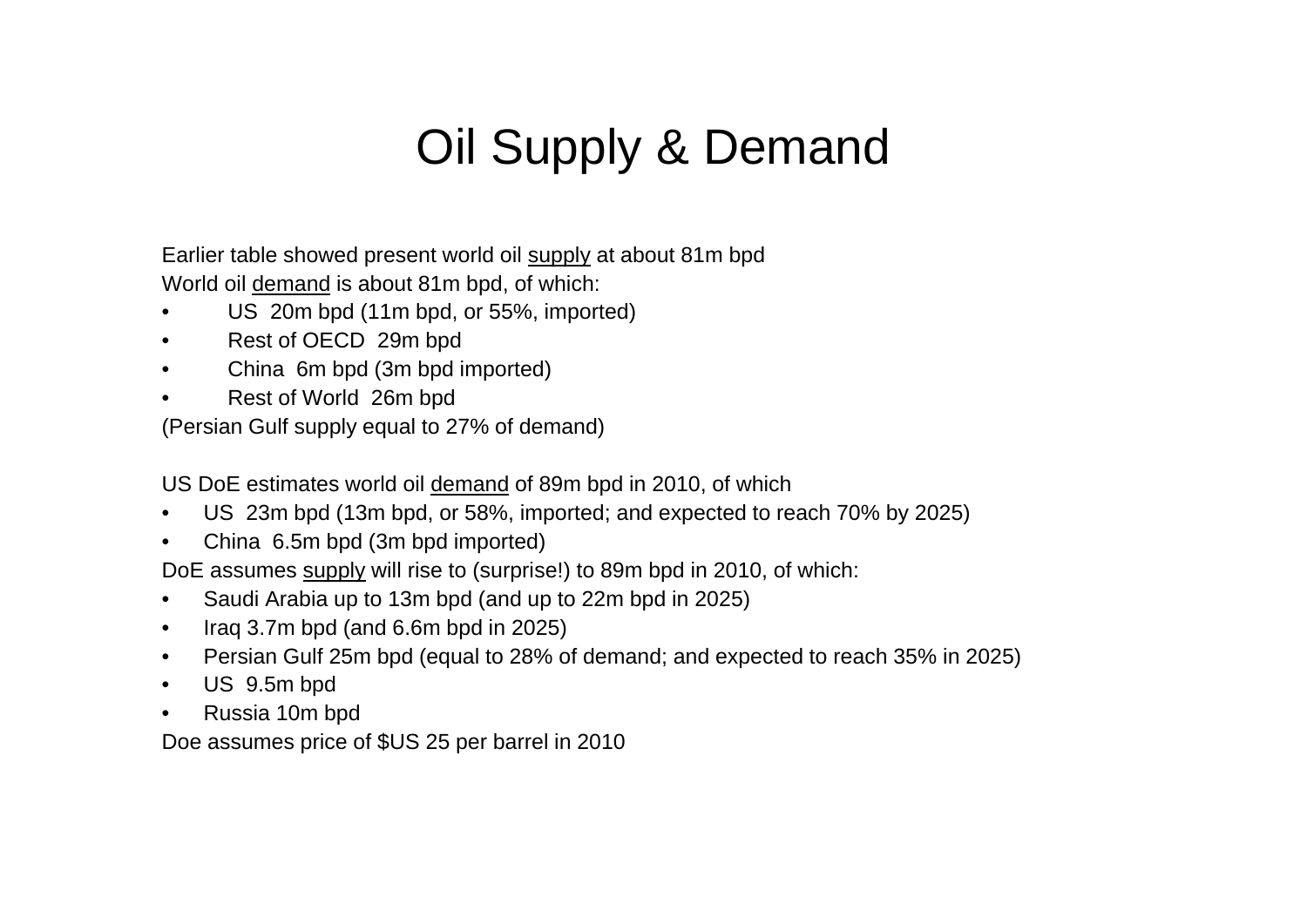# Oil Supply & Demand

Earlier table showed present world oil <u>supply</u> at about 81m bpd

World oil <u>demand</u> is about 81m bpd, of which:

- US 20m bpd (11m bpd, or 55%, imported)
- Rest of OECD 29m bpd
- China 6m bpd (3m bpd imported)
- Rest of World 26m bpd

(Persian Gulf supply equal to 27% of demand)

US DoE estimates world oil <u>demand</u> of 89m bpd in 2010, of which

- US 23m bpd (13m bpd, or 58%, imported; and expected to reach 70% by 2025)
- China 6.5m bpd (3m bpd imported)

DoE assumes <u>supply</u> will rise to (surprise!) to 89m bpd in 2010, of which:

- Saudi Arabia up to 13m bpd (and up to 22m bpd in 2025)
- Iraq 3.7m bpd (and 6.6m bpd in 2025)
- Persian Gulf 25m bpd (equal to 28% of demand; and expected to reach 35% in 2025)
- US 9.5m bpd
- Russia 10m bpd

Doe assumes price of $US 25 per barrel in 2010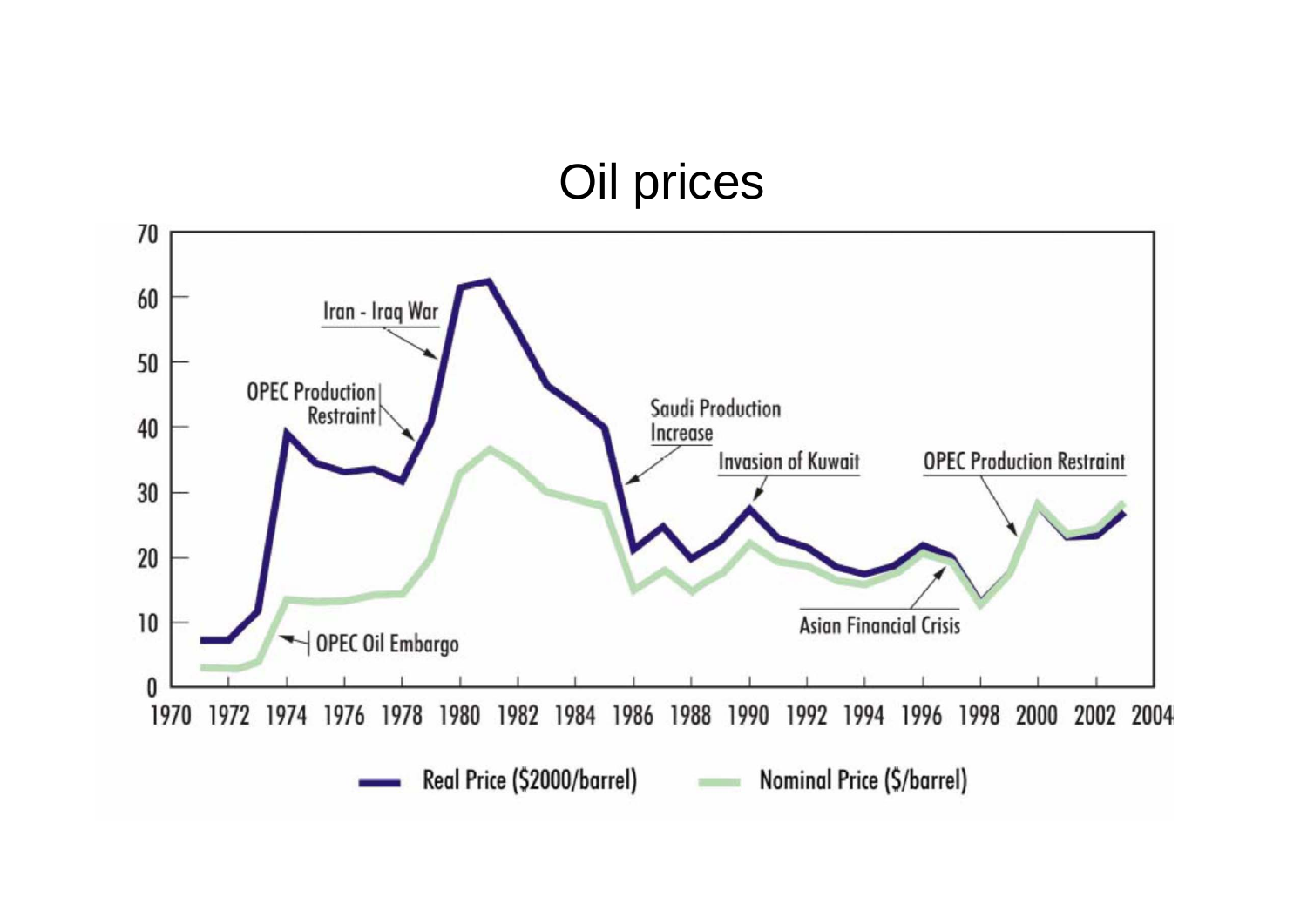# Oil prices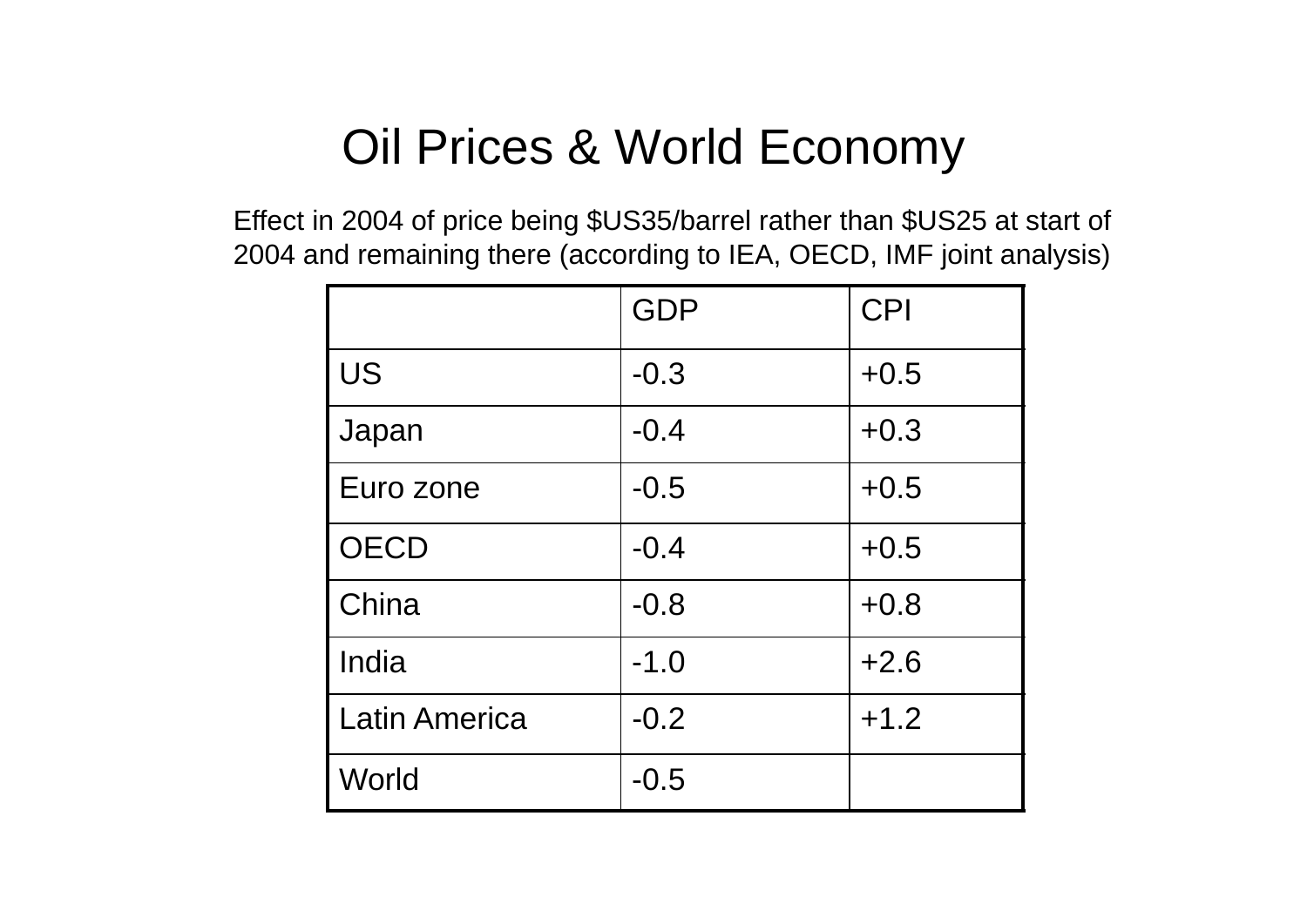# Oil Prices & World Economy

Effect in 2004 of price being $US35/barrel rather than $US25 at start of 2004 and remaining there (according to IEA, OECD, IMF joint analysis)

| | GDP | CPI |
|---|---|---|
| US | -0.3 | +0.5 |
| Japan | -0.4 | +0.3 |
| Euro zone | -0.5 | +0.5 |
| OECD | -0.4 | +0.5 |
| China | -0.8 | +0.8 |
| India | -1.0 | +2.6 |
| Latin America | -0.2 | +1.2 |
| World | -0.5 | |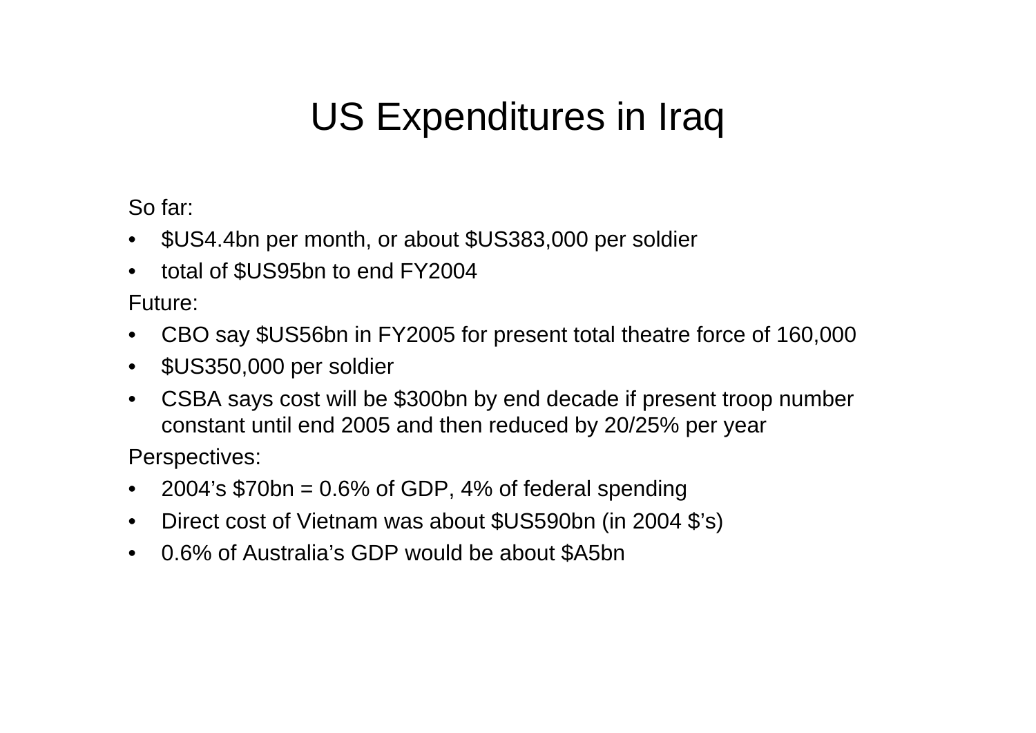# US Expenditures in Iraq

So far:

- $US4.4bn per month, or about $US383,000 per soldier
- total of $US95bn to end FY2004

Future:

- CBO say $US56bn in FY2005 for present total theatre force of 160,000
- $US350,000 per soldier
- CSBA says cost will be $300bn by end decade if present troop number constant until end 2005 and then reduced by 20/25% per year

Perspectives:

- 2004's $70bn = 0.6% of GDP, 4% of federal spending
- Direct cost of Vietnam was about $US590bn (in 2004 $'s)
- 0.6% of Australia's GDP would be about $A5bn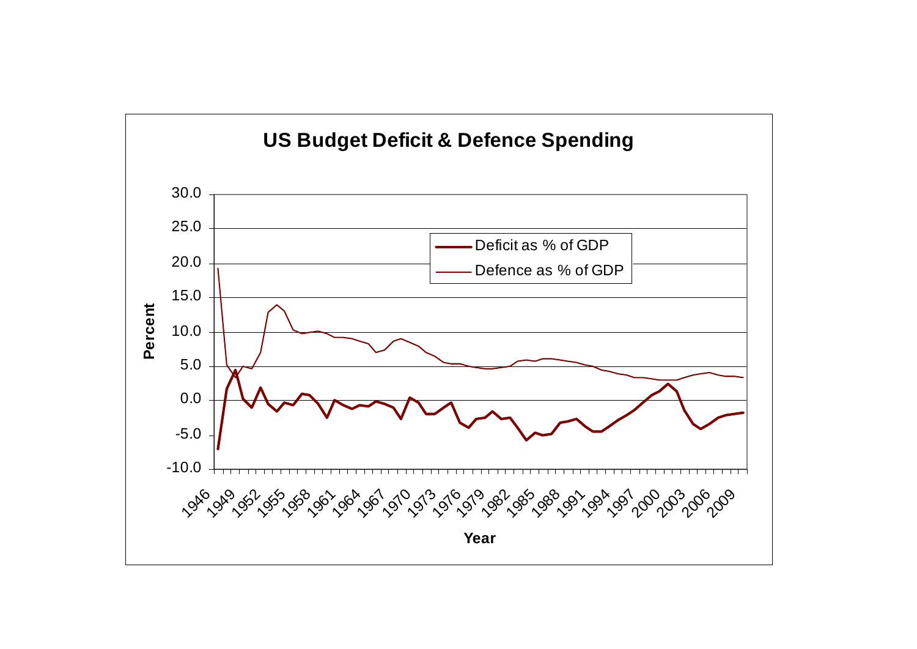**US Budget Deficit & Defence Spending**

Percent

Year

- Deficit as % of GDP
- Defence as % of GDP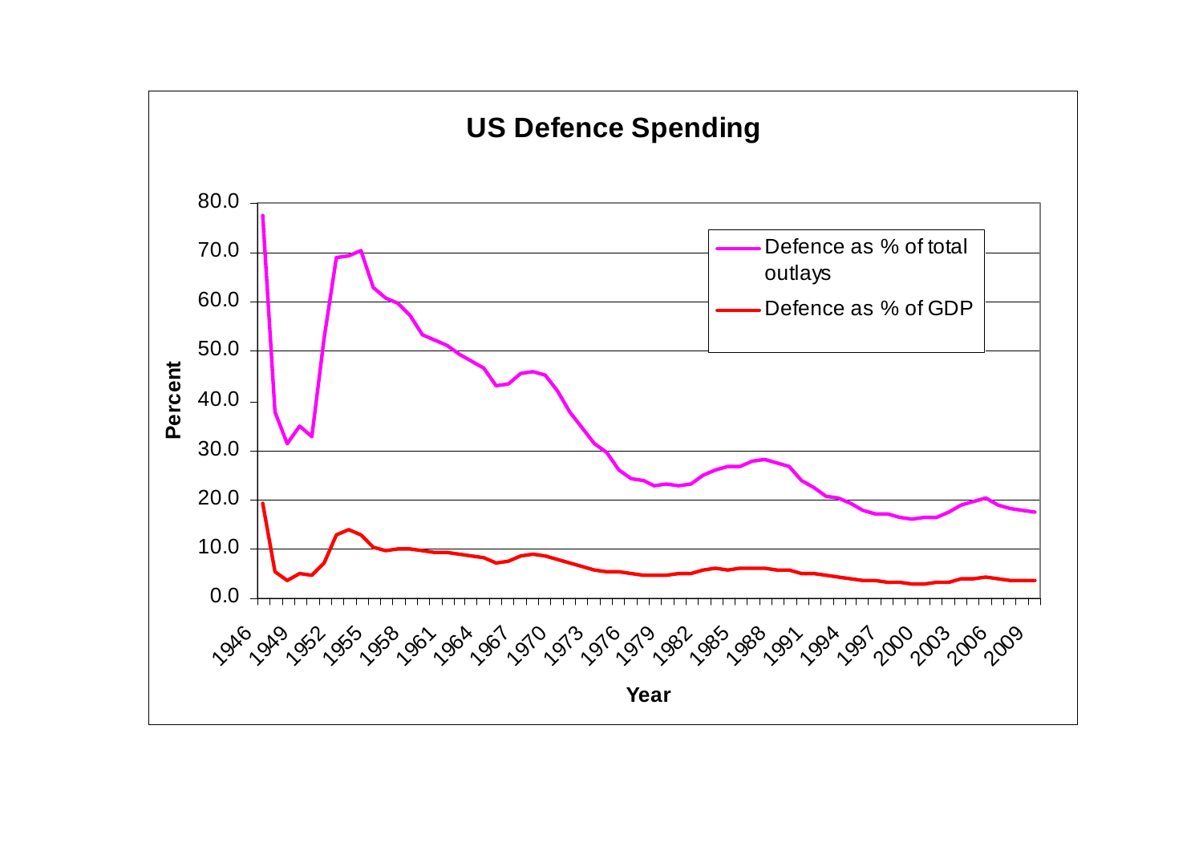**US Defence Spending**

Percent

Year

- Defence as % of total outlays
- Defence as % of GDP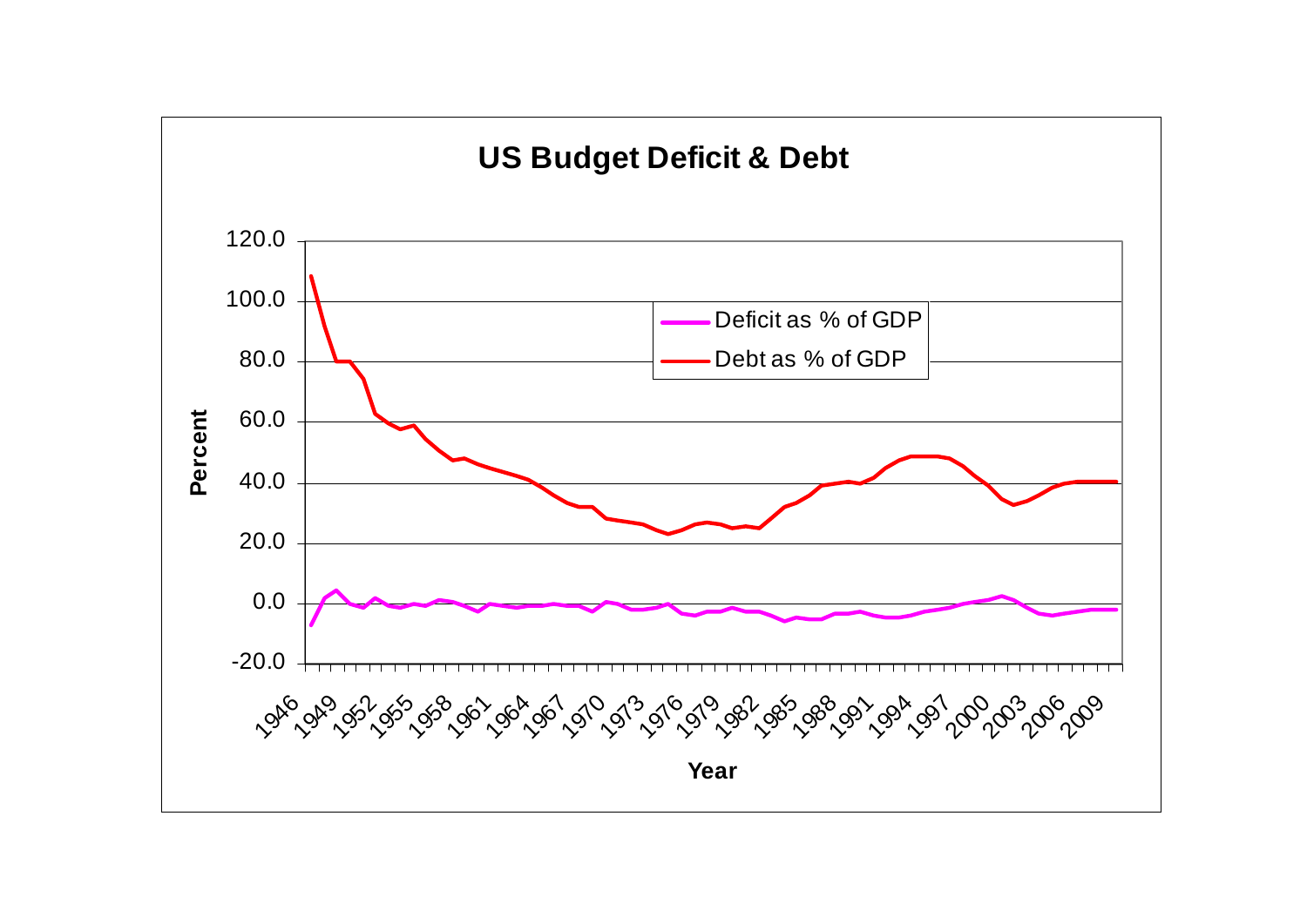# US Budget Deficit & Debt

Percent

120.0
100.0
80.0
60.0
40.0
20.0
0.0
-20.0

Deficit as % of GDP
Debt as % of GDP

1946 1949 1952 1955 1958 1961 1964 1967 1970 1973 1976 1979 1982 1985 1988 1991 1994 1997 2000 2003 2006 2009

Year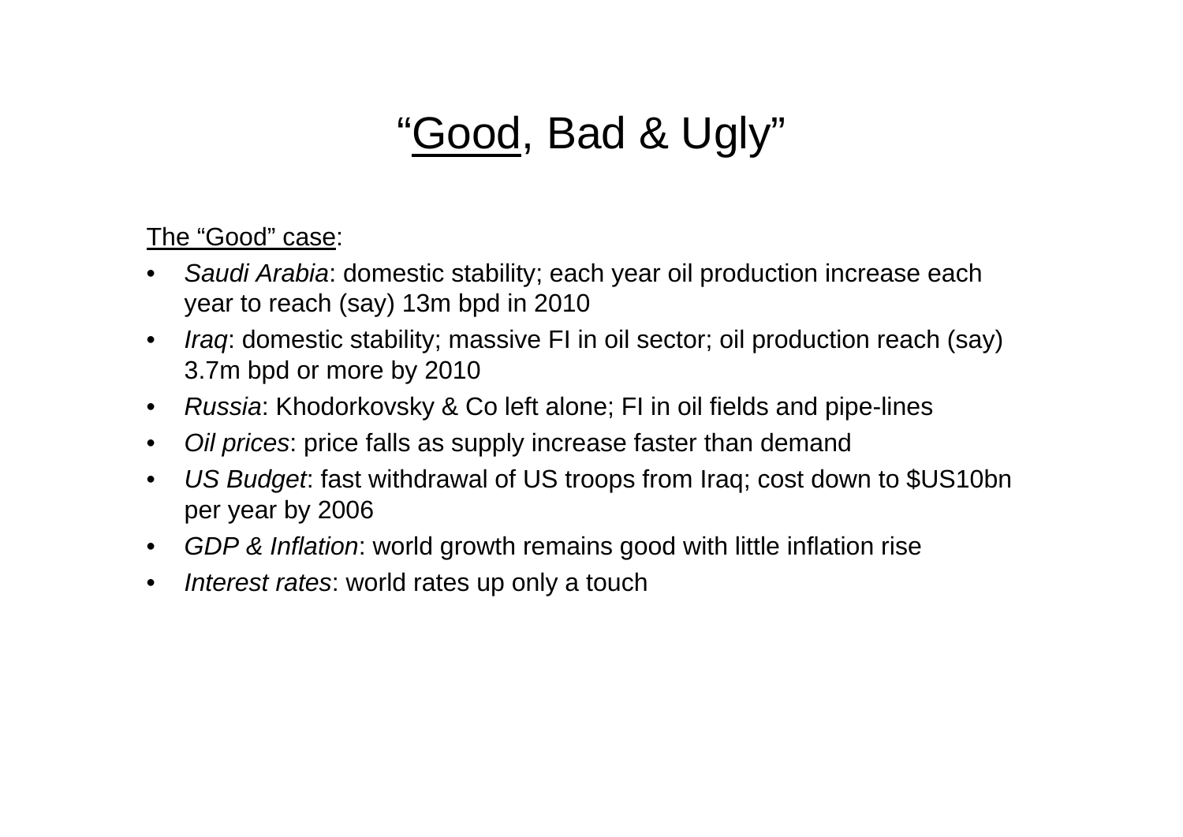# "Good, Bad & Ugly"

The "Good" case:

- *Saudi Arabia*: domestic stability; each year oil production increase each year to reach (say) 13m bpd in 2010
- *Iraq*: domestic stability; massive FI in oil sector; oil production reach (say) 3.7m bpd or more by 2010
- *Russia*: Khodorkovsky & Co left alone; FI in oil fields and pipe-lines
- *Oil prices*: price falls as supply increase faster than demand
- *US Budget*: fast withdrawal of US troops from Iraq; cost down to $US10bn per year by 2006
- *GDP & Inflation*: world growth remains good with little inflation rise
- *Interest rates*: world rates up only a touch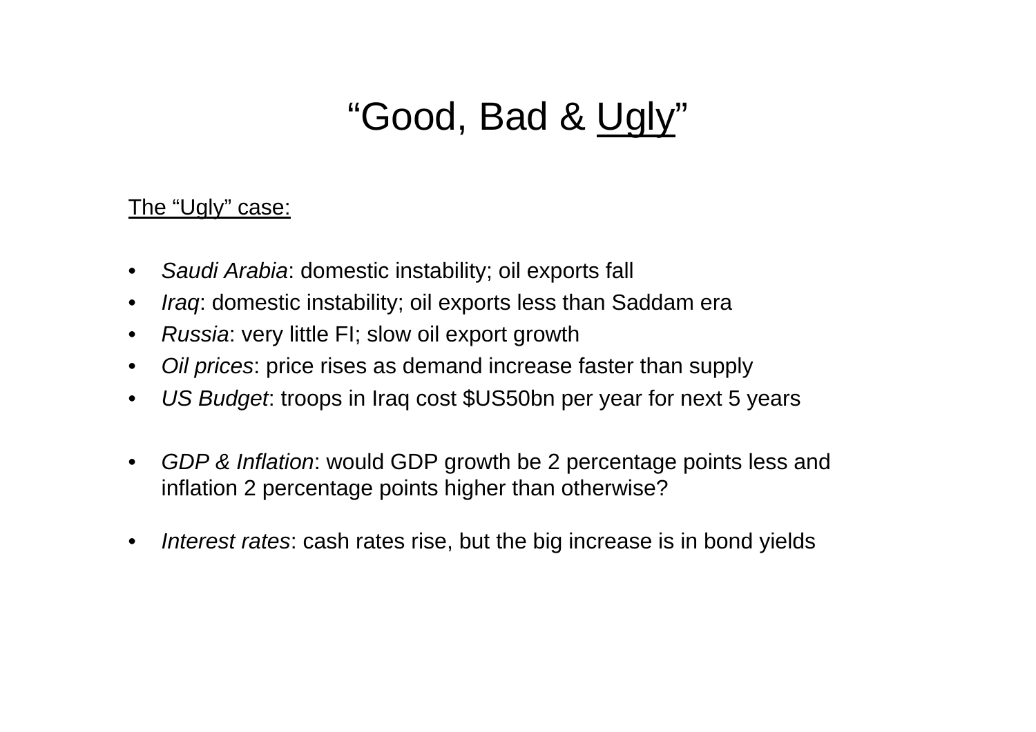# “Good, Bad & Ugly”

The “Ugly” case:

- *Saudi Arabia*: domestic instability; oil exports fall
- *Iraq*: domestic instability; oil exports less than Saddam era
- *Russia*: very little FI; slow oil export growth
- *Oil prices*: price rises as demand increase faster than supply
- *US Budget*: troops in Iraq cost $US50bn per year for next 5 years
- *GDP & Inflation*: would GDP growth be 2 percentage points less and inflation 2 percentage points higher than otherwise?
- *Interest rates*: cash rates rise, but the big increase is in bond yields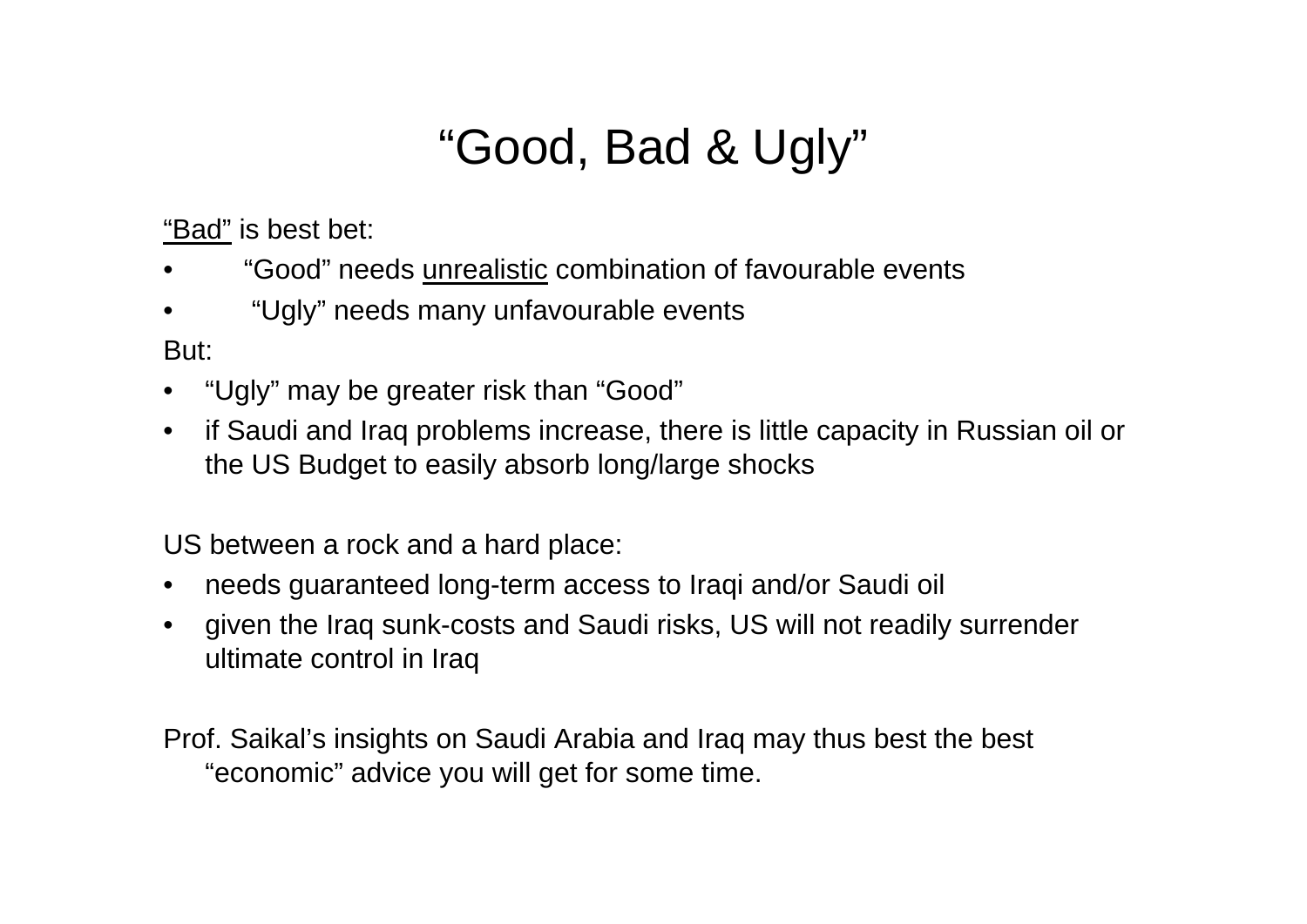# "Good, Bad & Ugly"

<u>"Bad"</u> is best bet:

- "Good" needs <u>unrealistic</u> combination of favourable events
- "Ugly" needs many unfavourable events

But:

- "Ugly" may be greater risk than "Good"
- if Saudi and Iraq problems increase, there is little capacity in Russian oil or the US Budget to easily absorb long/large shocks

US between a rock and a hard place:

- needs guaranteed long-term access to Iraqi and/or Saudi oil
- given the Iraq sunk-costs and Saudi risks, US will not readily surrender ultimate control in Iraq

Prof. Saikal's insights on Saudi Arabia and Iraq may thus best the best "economic" advice you will get for some time.